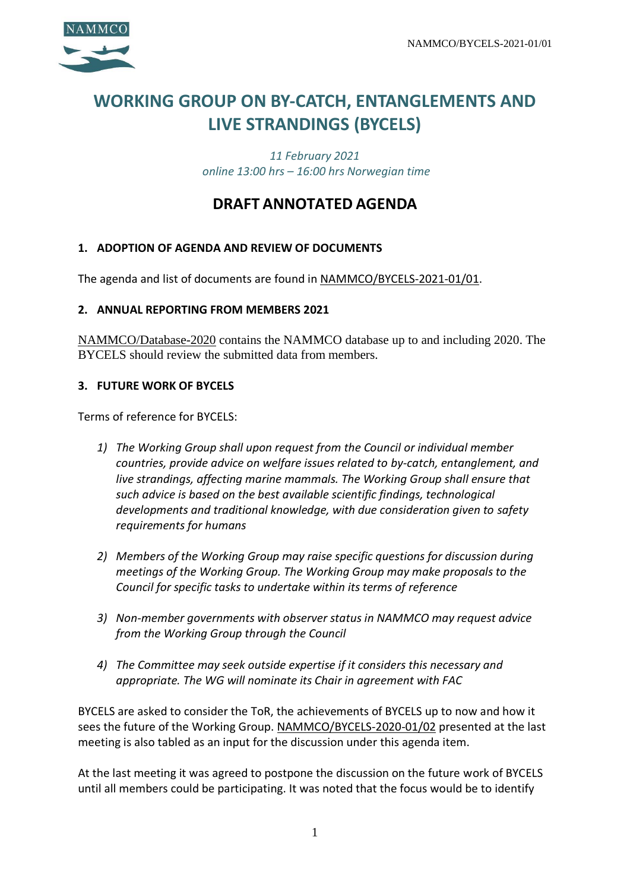# WORKING GROUP ON BY-CATCH, ENTANGLEMENTS AND LIVE STRANDINGS (BYCELS)

*11 February 2021*
*online 13:00 hrs – 16:00 hrs Norwegian time*

## DRAFT ANNOTATED AGENDA

### 1. ADOPTION OF AGENDA AND REVIEW OF DOCUMENTS

The agenda and list of documents are found in NAMMCO/BYCELS-2021-01/01.

### 2. ANNUAL REPORTING FROM MEMBERS 2021

NAMMCO/Database-2020 contains the NAMMCO database up to and including 2020. The BYCELS should review the submitted data from members.

### 3. FUTURE WORK OF BYCELS

Terms of reference for BYCELS:

1) *The Working Group shall upon request from the Council or individual member countries, provide advice on welfare issues related to by-catch, entanglement, and live strandings, affecting marine mammals. The Working Group shall ensure that such advice is based on the best available scientific findings, technological developments and traditional knowledge, with due consideration given to safety requirements for humans*

2) *Members of the Working Group may raise specific questions for discussion during meetings of the Working Group. The Working Group may make proposals to the Council for specific tasks to undertake within its terms of reference*

3) *Non-member governments with observer status in NAMMCO may request advice from the Working Group through the Council*

4) *The Committee may seek outside expertise if it considers this necessary and appropriate. The WG will nominate its Chair in agreement with FAC*

BYCELS are asked to consider the ToR, the achievements of BYCELS up to now and how it sees the future of the Working Group. NAMMCO/BYCELS-2020-01/02 presented at the last meeting is also tabled as an input for the discussion under this agenda item.

At the last meeting it was agreed to postpone the discussion on the future work of BYCELS until all members could be participating. It was noted that the focus would be to identify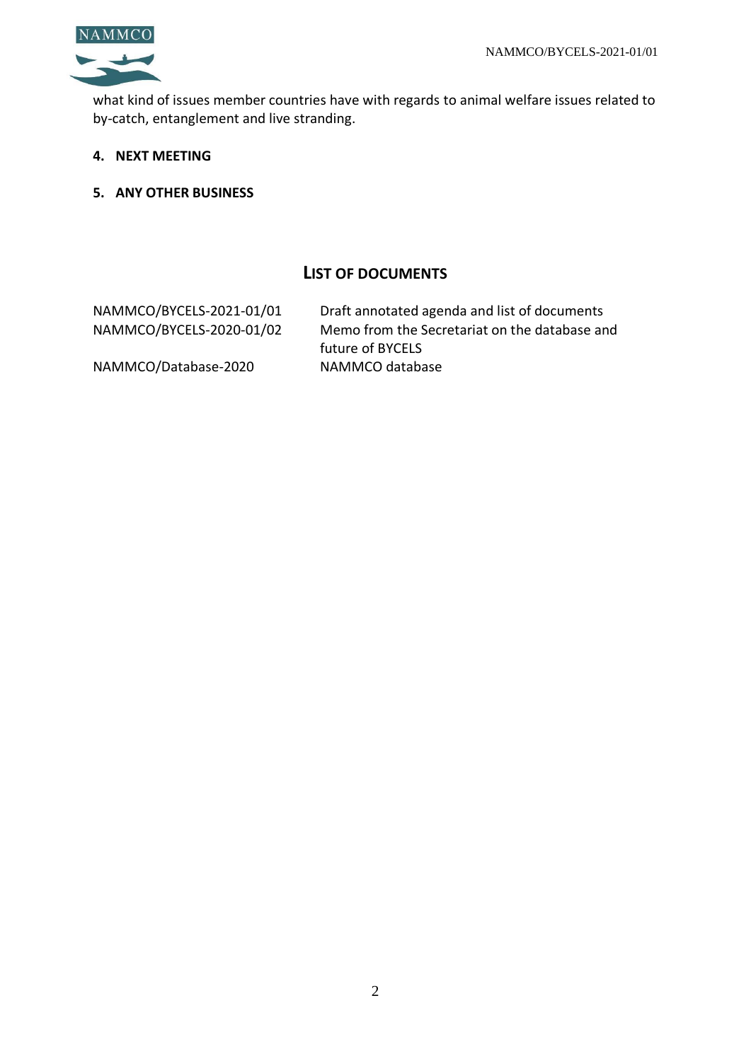what kind of issues member countries have with regards to animal welfare issues related to by-catch, entanglement and live stranding.

**4. NEXT MEETING**

**5. ANY OTHER BUSINESS**

## LIST OF DOCUMENTS

| | |
|---|---|
| NAMMCO/BYCELS-2021-01/01 | Draft annotated agenda and list of documents |
| NAMMCO/BYCELS-2020-01/02 | Memo from the Secretariat on the database and future of BYCELS |
| NAMMCO/Database-2020 | NAMMCO database |